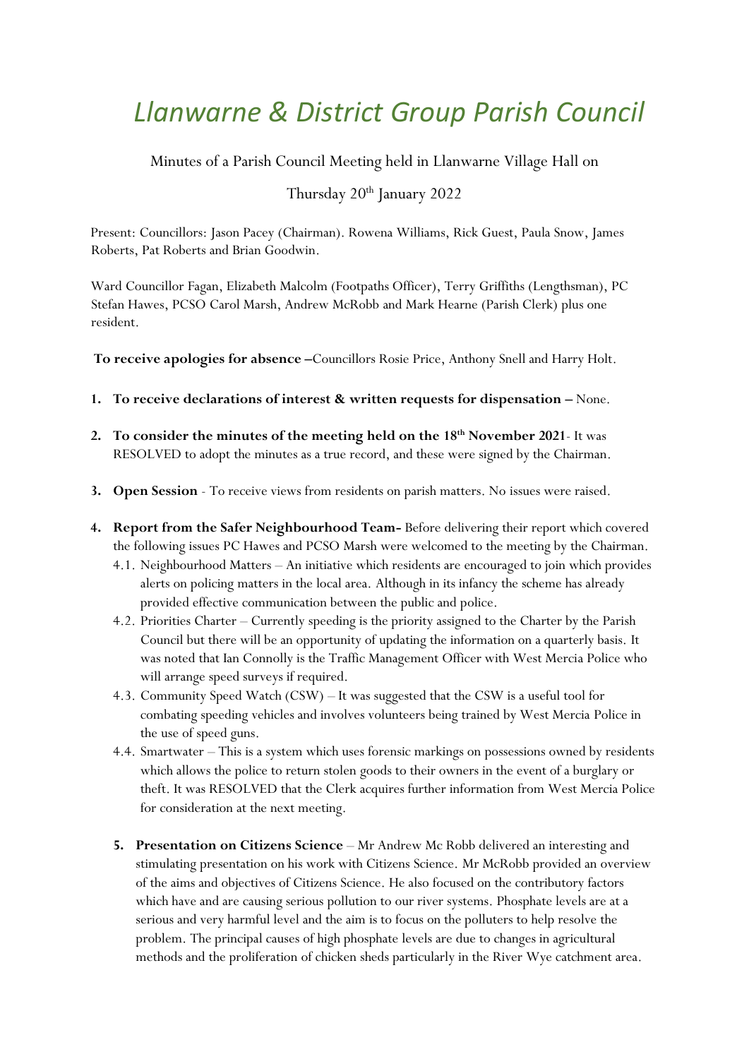# *Llanwarne & District Group Parish Council*

Minutes of a Parish Council Meeting held in Llanwarne Village Hall on

Thursday 20th January 2022

Present: Councillors: Jason Pacey (Chairman). Rowena Williams, Rick Guest, Paula Snow, James Roberts, Pat Roberts and Brian Goodwin.

Ward Councillor Fagan, Elizabeth Malcolm (Footpaths Officer), Terry Griffiths (Lengthsman), PC Stefan Hawes, PCSO Carol Marsh, Andrew McRobb and Mark Hearne (Parish Clerk) plus one resident.

**To receive apologies for absence –**Councillors Rosie Price, Anthony Snell and Harry Holt.

1. **To receive declarations of interest & written requests for dispensation –** None.
2. **To consider the minutes of the meeting held on the 18th November 2021**- It was RESOLVED to adopt the minutes as a true record, and these were signed by the Chairman.
3. **Open Session** - To receive views from residents on parish matters. No issues were raised.
4. **Report from the Safer Neighbourhood Team-** Before delivering their report which covered the following issues PC Hawes and PCSO Marsh were welcomed to the meeting by the Chairman.
   4.1. Neighbourhood Matters – An initiative which residents are encouraged to join which provides alerts on policing matters in the local area. Although in its infancy the scheme has already provided effective communication between the public and police.
   4.2. Priorities Charter – Currently speeding is the priority assigned to the Charter by the Parish Council but there will be an opportunity of updating the information on a quarterly basis. It was noted that Ian Connolly is the Traffic Management Officer with West Mercia Police who will arrange speed surveys if required.
   4.3. Community Speed Watch (CSW) – It was suggested that the CSW is a useful tool for combating speeding vehicles and involves volunteers being trained by West Mercia Police in the use of speed guns.
   4.4. Smartwater – This is a system which uses forensic markings on possessions owned by residents which allows the police to return stolen goods to their owners in the event of a burglary or theft. It was RESOLVED that the Clerk acquires further information from West Mercia Police for consideration at the next meeting.
5. **Presentation on Citizens Science** – Mr Andrew Mc Robb delivered an interesting and stimulating presentation on his work with Citizens Science. Mr McRobb provided an overview of the aims and objectives of Citizens Science. He also focused on the contributory factors which have and are causing serious pollution to our river systems. Phosphate levels are at a serious and very harmful level and the aim is to focus on the polluters to help resolve the problem. The principal causes of high phosphate levels are due to changes in agricultural methods and the proliferation of chicken sheds particularly in the River Wye catchment area.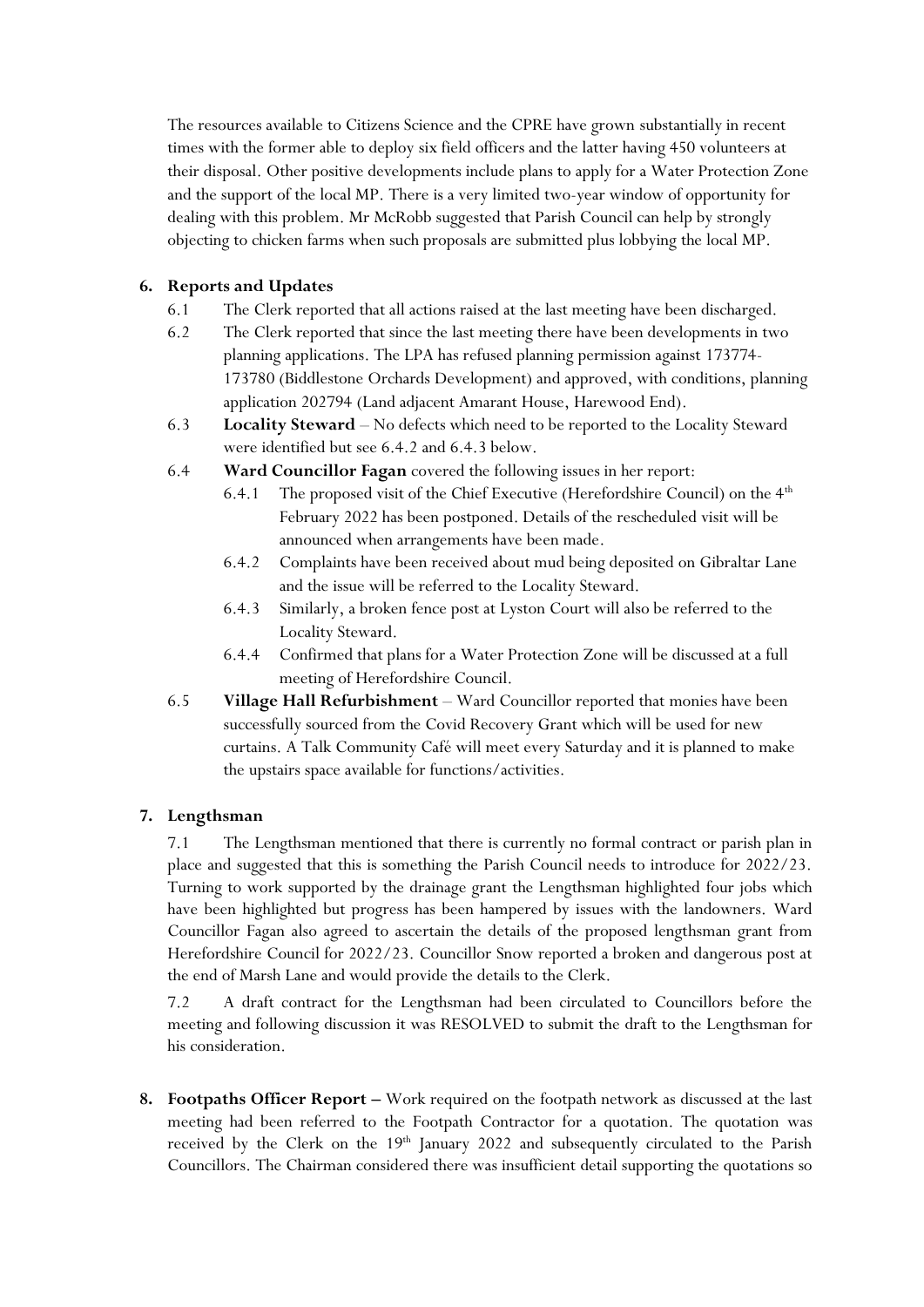The resources available to Citizens Science and the CPRE have grown substantially in recent times with the former able to deploy six field officers and the latter having 450 volunteers at their disposal. Other positive developments include plans to apply for a Water Protection Zone and the support of the local MP. There is a very limited two-year window of opportunity for dealing with this problem. Mr McRobb suggested that Parish Council can help by strongly objecting to chicken farms when such proposals are submitted plus lobbying the local MP.

**6. Reports and Updates**

- 6.1 The Clerk reported that all actions raised at the last meeting have been discharged.
- 6.2 The Clerk reported that since the last meeting there have been developments in two planning applications. The LPA has refused planning permission against 173774-173780 (Biddlestone Orchards Development) and approved, with conditions, planning application 202794 (Land adjacent Amarant House, Harewood End).
- 6.3 **Locality Steward** – No defects which need to be reported to the Locality Steward were identified but see 6.4.2 and 6.4.3 below.
- 6.4 **Ward Councillor Fagan** covered the following issues in her report:
  - 6.4.1 The proposed visit of the Chief Executive (Herefordshire Council) on the 4th February 2022 has been postponed. Details of the rescheduled visit will be announced when arrangements have been made.
  - 6.4.2 Complaints have been received about mud being deposited on Gibraltar Lane and the issue will be referred to the Locality Steward.
  - 6.4.3 Similarly, a broken fence post at Lyston Court will also be referred to the Locality Steward.
  - 6.4.4 Confirmed that plans for a Water Protection Zone will be discussed at a full meeting of Herefordshire Council.
- 6.5 **Village Hall Refurbishment** – Ward Councillor reported that monies have been successfully sourced from the Covid Recovery Grant which will be used for new curtains. A Talk Community Café will meet every Saturday and it is planned to make the upstairs space available for functions/activities.

**7. Lengthsman**

7.1 The Lengthsman mentioned that there is currently no formal contract or parish plan in place and suggested that this is something the Parish Council needs to introduce for 2022/23. Turning to work supported by the drainage grant the Lengthsman highlighted four jobs which have been highlighted but progress has been hampered by issues with the landowners. Ward Councillor Fagan also agreed to ascertain the details of the proposed lengthsman grant from Herefordshire Council for 2022/23. Councillor Snow reported a broken and dangerous post at the end of Marsh Lane and would provide the details to the Clerk.

7.2 A draft contract for the Lengthsman had been circulated to Councillors before the meeting and following discussion it was RESOLVED to submit the draft to the Lengthsman for his consideration.

**8. Footpaths Officer Report –** Work required on the footpath network as discussed at the last meeting had been referred to the Footpath Contractor for a quotation. The quotation was received by the Clerk on the 19th January 2022 and subsequently circulated to the Parish Councillors. The Chairman considered there was insufficient detail supporting the quotations so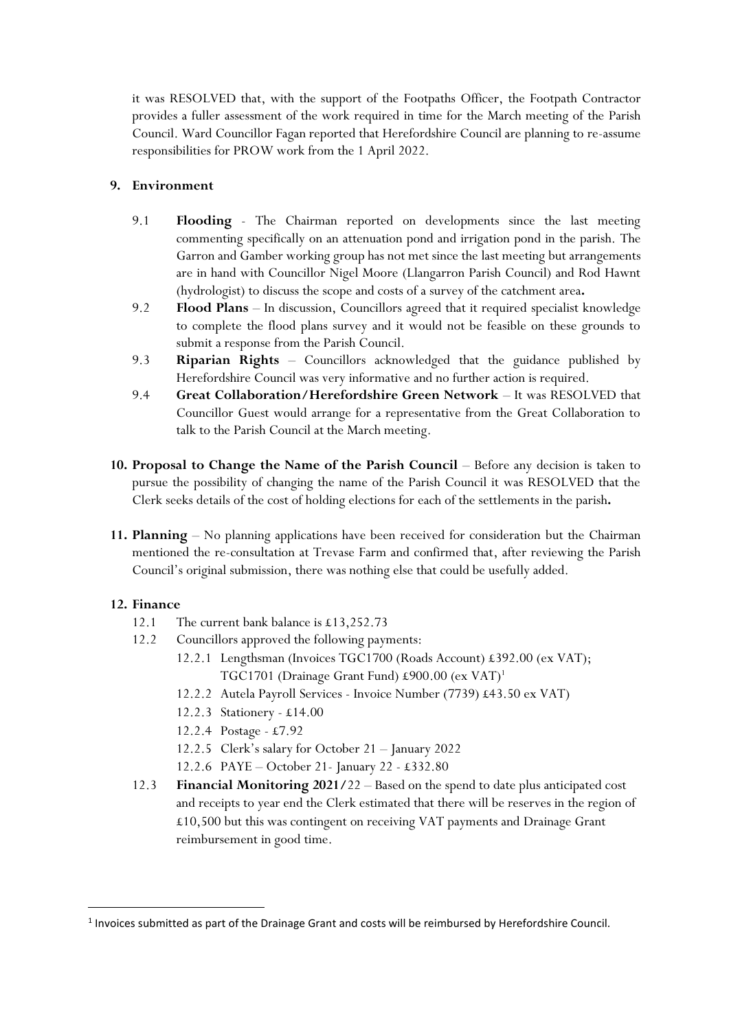it was RESOLVED that, with the support of the Footpaths Officer, the Footpath Contractor provides a fuller assessment of the work required in time for the March meeting of the Parish Council. Ward Councillor Fagan reported that Herefordshire Council are planning to re-assume responsibilities for PROW work from the 1 April 2022.

**9. Environment**

9.1 **Flooding** - The Chairman reported on developments since the last meeting commenting specifically on an attenuation pond and irrigation pond in the parish. The Garron and Gamber working group has not met since the last meeting but arrangements are in hand with Councillor Nigel Moore (Llangarron Parish Council) and Rod Hawnt (hydrologist) to discuss the scope and costs of a survey of the catchment area**.**

9.2 **Flood Plans** – In discussion, Councillors agreed that it required specialist knowledge to complete the flood plans survey and it would not be feasible on these grounds to submit a response from the Parish Council.

9.3 **Riparian Rights** – Councillors acknowledged that the guidance published by Herefordshire Council was very informative and no further action is required.

9.4 **Great Collaboration/Herefordshire Green Network** – It was RESOLVED that Councillor Guest would arrange for a representative from the Great Collaboration to talk to the Parish Council at the March meeting.

**10. Proposal to Change the Name of the Parish Council** – Before any decision is taken to pursue the possibility of changing the name of the Parish Council it was RESOLVED that the Clerk seeks details of the cost of holding elections for each of the settlements in the parish**.**

**11. Planning** – No planning applications have been received for consideration but the Chairman mentioned the re-consultation at Trevase Farm and confirmed that, after reviewing the Parish Council's original submission, there was nothing else that could be usefully added.

**12. Finance**

12.1 The current bank balance is £13,252.73

12.2 Councillors approved the following payments:

12.2.1 Lengthsman (Invoices TGC1700 (Roads Account) £392.00 (ex VAT); TGC1701 (Drainage Grant Fund) £900.00 (ex VAT)[1]

12.2.2 Autela Payroll Services - Invoice Number (7739) £43.50 ex VAT)

12.2.3 Stationery - £14.00

12.2.4 Postage - £7.92

12.2.5 Clerk's salary for October 21 – January 2022

12.2.6 PAYE – October 21- January 22 - £332.80

12.3 **Financial Monitoring 2021/**22 – Based on the spend to date plus anticipated cost and receipts to year end the Clerk estimated that there will be reserves in the region of £10,500 but this was contingent on receiving VAT payments and Drainage Grant reimbursement in good time.

[1] Invoices submitted as part of the Drainage Grant and costs will be reimbursed by Herefordshire Council.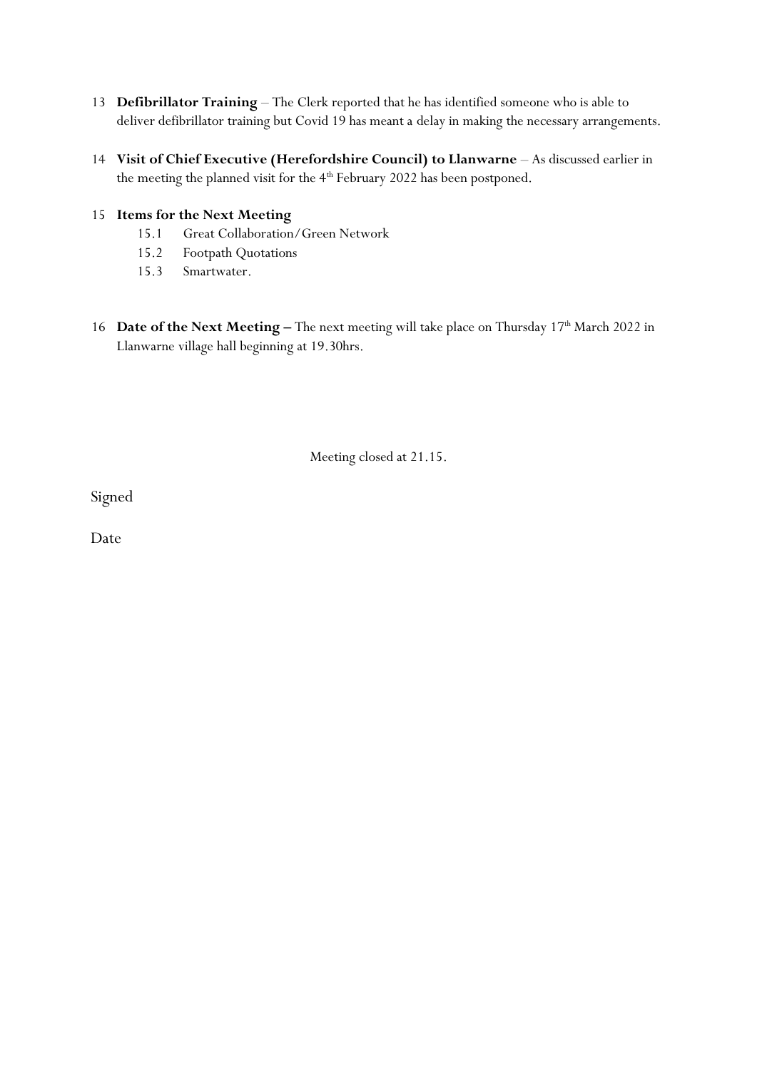13 **Defibrillator Training** – The Clerk reported that he has identified someone who is able to deliver defibrillator training but Covid 19 has meant a delay in making the necessary arrangements.

14 **Visit of Chief Executive (Herefordshire Council) to Llanwarne** – As discussed earlier in the meeting the planned visit for the 4th February 2022 has been postponed.

15 **Items for the Next Meeting**

- 15.1 Great Collaboration/Green Network
- 15.2 Footpath Quotations
- 15.3 Smartwater.

16 **Date of the Next Meeting –** The next meeting will take place on Thursday 17th March 2022 in Llanwarne village hall beginning at 19.30hrs.

Meeting closed at 21.15.

Signed

Date